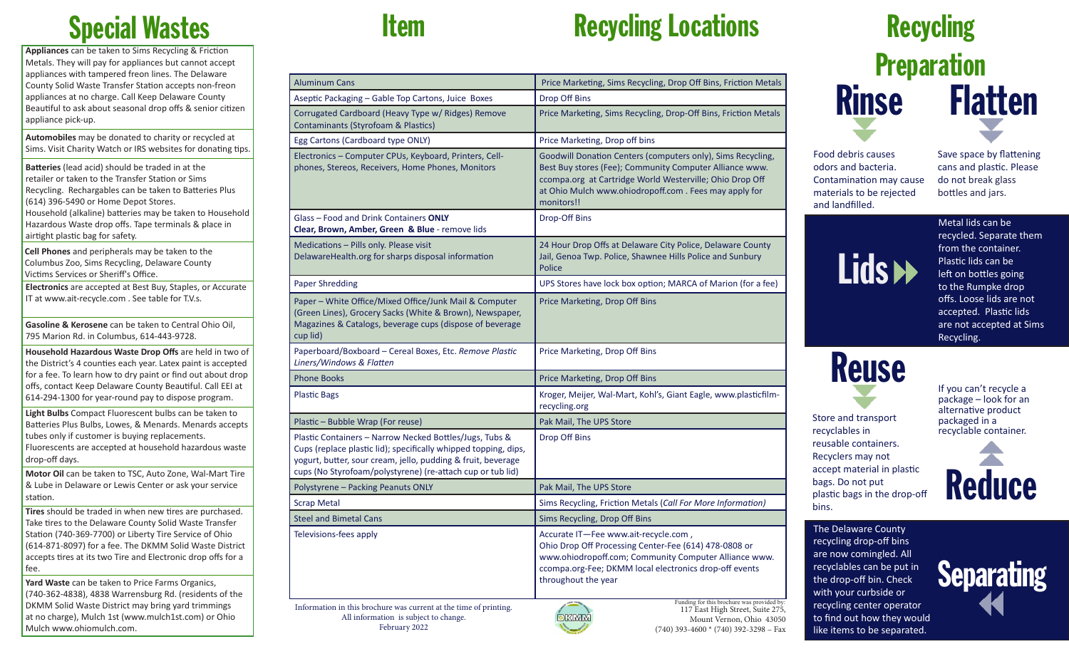# Special Wastes

**Appliances** can be taken to Sims Recycling & Friction Metals. They will pay for appliances but cannot accept appliances with tampered freon lines. The Delaware County Solid Waste Transfer Station accepts non-freon appliances at no charge. Call Keep Delaware County Beautiful to ask about seasonal drop offs & senior citizen appliance pick-up.

**Automobiles** may be donated to charity or recycled at Sims. Visit Charity Watch or IRS websites for donating tips.

**Batteries** (lead acid) should be traded in at the retailer or taken to the Transfer Station or Sims Recycling. Rechargables can be taken to Batteries Plus (614) 396-5490 or Home Depot Stores.
Household (alkaline) batteries may be taken to Household Hazardous Waste drop offs. Tape terminals & place in airtight plastic bag for safety.

**Cell Phones** and peripherals may be taken to the Columbus Zoo, Sims Recycling, Delaware County Victims Services or Sheriff's Office.

**Electronics** are accepted at Best Buy, Staples, or Accurate IT at www.ait-recycle.com . See table for T.V.s.

**Gasoline & Kerosene** can be taken to Central Ohio Oil, 795 Marion Rd. in Columbus, 614-443-9728.

**Household Hazardous Waste Drop Offs** are held in two of the District's 4 counties each year. Latex paint is accepted for a fee. To learn how to dry paint or find out about drop offs, contact Keep Delaware County Beautiful. Call EEI at 614-294-1300 for year-round pay to dispose program.

**Light Bulbs** Compact Fluorescent bulbs can be taken to Batteries Plus Bulbs, Lowes, & Menards. Menards accepts tubes only if customer is buying replacements. Fluorescents are accepted at household hazardous waste drop-off days.

**Motor Oil** can be taken to TSC, Auto Zone, Wal-Mart Tire & Lube in Delaware or Lewis Center or ask your service station.

**Tires** should be traded in when new tires are purchased. Take tires to the Delaware County Solid Waste Transfer Station (740-369-7700) or Liberty Tire Service of Ohio (614-871-8097) for a fee. The DKMM Solid Waste District accepts tires at its two Tire and Electronic drop offs for a fee.

**Yard Waste** can be taken to Price Farms Organics, (740-362-4838), 4838 Warrensburg Rd. (residents of the DKMM Solid Waste District may bring yard trimmings at no charge), Mulch 1st (www.mulch1st.com) or Ohio Mulch www.ohiomulch.com.

| Item | Recycling Locations |
|---|---|
| Aluminum Cans | Price Marketing, Sims Recycling, Drop Off Bins, Friction Metals |
| Aseptic Packaging – Gable Top Cartons, Juice Boxes | Drop Off Bins |
| Corrugated Cardboard (Heavy Type w/ Ridges) Remove Contaminants (Styrofoam & Plastics) | Price Marketing, Sims Recycling, Drop-Off Bins, Friction Metals |
| Egg Cartons (Cardboard type ONLY) | Price Marketing, Drop off bins |
| Electronics – Computer CPUs, Keyboard, Printers, Cell-phones, Stereos, Receivers, Home Phones, Monitors | Goodwill Donation Centers (computers only), Sims Recycling, Best Buy stores (Fee); Community Computer Alliance www.ccompa.org at Cartridge World Westerville; Ohio Drop Off at Ohio Mulch www.ohiodropoff.com . Fees may apply for monitors!! |
| Glass – Food and Drink Containers **ONLY** **Clear, Brown, Amber, Green & Blue** - remove lids | Drop-Off Bins |
| Medications – Pills only. Please visit DelawareHealth.org for sharps disposal information | 24 Hour Drop Offs at Delaware City Police, Delaware County Jail, Genoa Twp. Police, Shawnee Hills Police and Sunbury Police |
| Paper Shredding | UPS Stores have lock box option; MARCA of Marion (for a fee) |
| Paper – White Office/Mixed Office/Junk Mail & Computer (Green Lines), Grocery Sacks (White & Brown), Newspaper, Magazines & Catalogs, beverage cups (dispose of beverage cup lid) | Price Marketing, Drop Off Bins |
| Paperboard/Boxboard – Cereal Boxes, Etc. *Remove Plastic Liners/Windows & Flatten* | Price Marketing, Drop Off Bins |
| Phone Books | Price Marketing, Drop Off Bins |
| Plastic Bags | Kroger, Meijer, Wal-Mart, Kohl's, Giant Eagle, www.plasticfilm-recycling.org |
| Plastic – Bubble Wrap (For reuse) | Pak Mail, The UPS Store |
| Plastic Containers – Narrow Necked Bottles/Jugs, Tubs & Cups (replace plastic lid); specifically whipped topping, dips, yogurt, butter, sour cream, jello, pudding & fruit, beverage cups (No Styrofoam/polystyrene) (re-attach cup or tub lid) | Drop Off Bins |
| Polystyrene – Packing Peanuts ONLY | Pak Mail, The UPS Store |
| Scrap Metal | Sims Recycling, Friction Metals (*Call For More Information*) |
| Steel and Bimetal Cans | Sims Recycling, Drop Off Bins |
| Televisions-fees apply | Accurate IT—Fee www.ait-recycle.com , Ohio Drop Off Processing Center-Fee (614) 478-0808 or www.ohiodropoff.com; Community Computer Alliance www.ccompa.org-Fee; DKMM local electronics drop-off events throughout the year |

Information in this brochure was current at the time of printing. All information is subject to change. February 2022

Funding for this brochure was provided by: 117 East High Street, Suite 275, Mount Vernon, Ohio 43050 (740) 393-4600 * (740) 392-3298 – Fax

# Recycling Preparation

## Rinse

Food debris causes odors and bacteria. Contamination may cause materials to be rejected and landfilled.

## Flatten

Save space by flattening cans and plastic. Please do not break glass bottles and jars.

## Lids

Metal lids can be recycled. Separate them from the container. Plastic lids can be left on bottles going to the Rumpke drop offs. Loose lids are not accepted. Plastic lids are not accepted at Sims Recycling.

## Reuse

Store and transport recyclables in reusable containers. Recyclers may not accept material in plastic bags. Do not put plastic bags in the drop-off bins.

## Reduce

If you can't recycle a package – look for an alternative product packaged in a recyclable container.

## Separating

The Delaware County recycling drop-off bins are now comingled. All recyclables can be put in the drop-off bin. Check with your curbside or recycling center operator to find out how they would like items to be separated.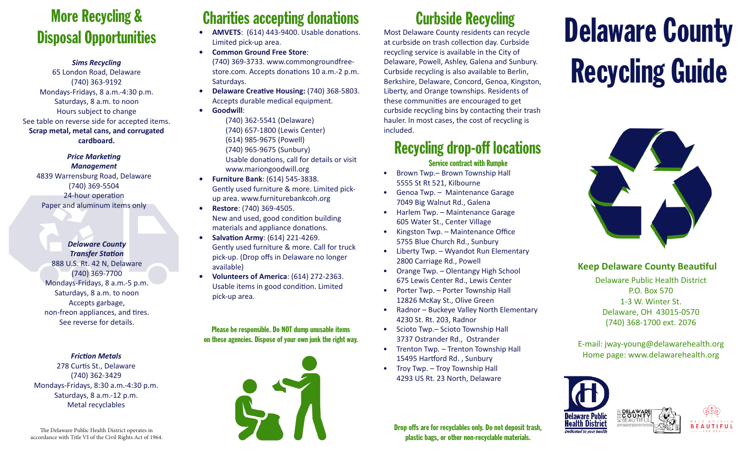# More Recycling & Disposal Opportunities

***Sims Recycling***
65 London Road, Delaware
(740) 363-9192
Mondays-Fridays, 8 a.m.-4:30 p.m.
Saturdays, 8 a.m. to noon
Hours subject to change
See table on reverse side for accepted items.
**Scrap metal, metal cans, and corrugated cardboard.**

***Price Marketing Management***
4839 Warrensburg Road, Delaware
(740) 369-5504
24-hour operation
Paper and aluminum items only

***Delaware County Transfer Station***
888 U.S. Rt. 42 N, Delaware
(740) 369-7700
Mondays-Fridays, 8 a.m.-5 p.m.
Saturdays, 8 a.m. to noon
Accepts garbage,
non-freon appliances, and tires.
See reverse for details.

***Friction Metals***
278 Curtis St., Delaware
(740) 362-3429
Mondays-Fridays, 8:30 a.m.-4:30 p.m.
Saturdays, 8 a.m.-12 p.m.
Metal recyclables

The Delaware Public Health District operates in accordance with Title VI of the Civil Rights Act of 1964.

# Charities accepting donations

- **AMVETS**: (614) 443-9400. Usable donations. Limited pick-up area.
- **Common Ground Free Store**: (740) 369-3733. www.commongroundfree-store.com. Accepts donations 10 a.m.-2 p.m. Saturdays.
- **Delaware Creative Housing:** (740) 368-5803. Accepts durable medical equipment.
- **Goodwill**:
  (740) 362-5541 (Delaware)
  (740) 657-1800 (Lewis Center)
  (614) 985-9675 (Powell)
  (740) 965-9675 (Sunbury)
  Usable donations, call for details or visit www.mariongoodwill.org
- **Furniture Bank**: (614) 545-3838. Gently used furniture & more. Limited pick-up area. www.furniturebankcoh.org
- **Restore**: (740) 369-4505. New and used, good condition building materials and appliance donations.
- **Salvation Army**: (614) 221-4269. Gently used furniture & more. Call for truck pick-up. (Drop offs in Delaware no longer available)
- **Volunteers of America**: (614) 272-2363. Usable items in good condition. Limited pick-up area.

**Please be responsible. Do NOT dump unusable items on these agencies. Dispose of your own junk the right way.**

# Curbside Recycling

Most Delaware County residents can recycle at curbside on trash collection day. Curbside recycling service is available in the City of Delaware, Powell, Ashley, Galena and Sunbury. Curbside recycling is also available to Berlin, Berkshire, Delaware, Concord, Genoa, Kingston, Liberty, and Orange townships. Residents of these communities are encouraged to get curbside recycling bins by contacting their trash hauler. In most cases, the cost of recycling is included.

# Recycling drop-off locations

**Service contract with Rumpke**

- Brown Twp.– Brown Township Hall
  5555 St Rt 521, Kilbourne
- Genoa Twp. – Maintenance Garage
  7049 Big Walnut Rd., Galena
- Harlem Twp. – Maintenance Garage
  605 Water St., Center Village
- Kingston Twp. – Maintenance Office
  5755 Blue Church Rd., Sunbury
- Liberty Twp. – Wyandot Run Elementary
  2800 Carriage Rd., Powell
- Orange Twp. – Olentangy High School
  675 Lewis Center Rd., Lewis Center
- Porter Twp. – Porter Township Hall
  12826 McKay St., Olive Green
- Radnor – Buckeye Valley North Elementary
  4230 St. Rt. 203, Radnor
- Scioto Twp.– Scioto Township Hall
  3737 Ostrander Rd., Ostrander
- Trenton Twp. – Trenton Township Hall
  15495 Hartford Rd. , Sunbury
- Troy Twp. – Troy Township Hall
  4293 US Rt. 23 North, Delaware

**Drop offs are for recyclables only. Do not deposit trash, plastic bags, or other non-recyclable materials.**

# Delaware County Recycling Guide

**Keep Delaware County Beautiful**

Delaware Public Health District
P.O. Box 570
1-3 W. Winter St.
Delaware, OH 43015-0570
(740) 368-1700 ext. 2076

E-mail: jway-young@delawarehealth.org
Home page: www.delawarehealth.org

Delaware Public Health District
Dedicated to your health

Keep Delaware County Beautiful

Keep America Beautiful